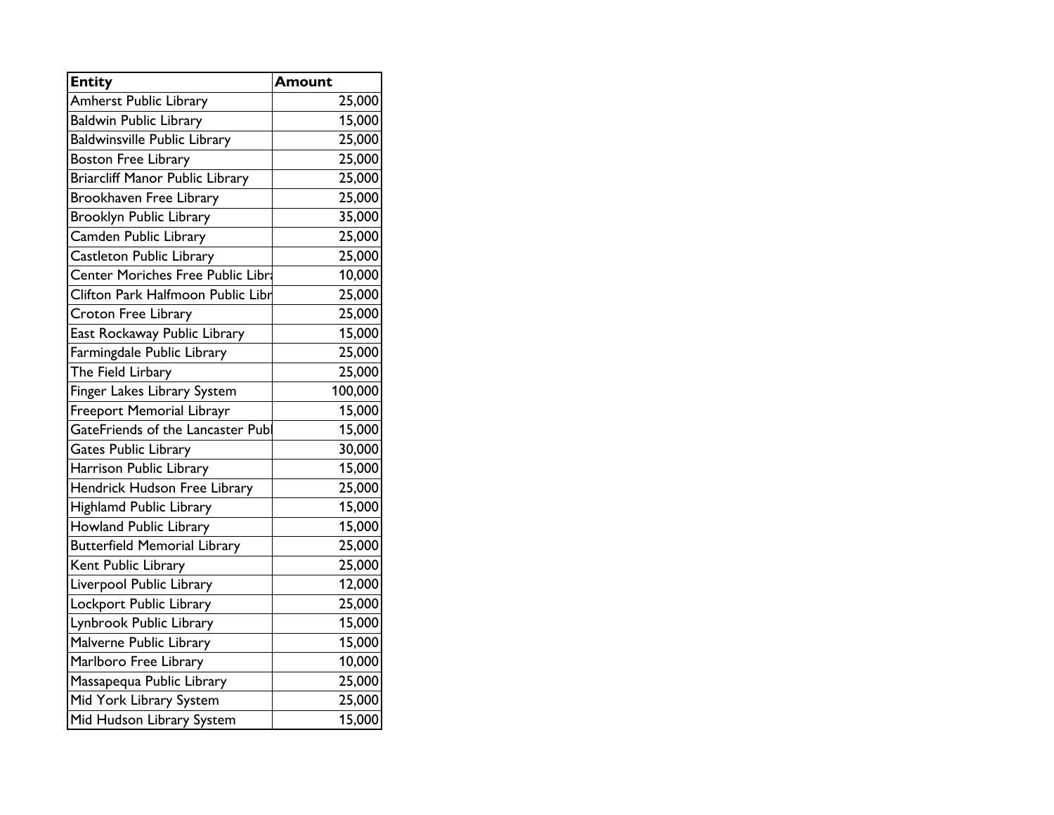| Entity | Amount |
| --- | --- |
| Amherst Public Library | 25,000 |
| Baldwin Public Library | 15,000 |
| Baldwinsville Public Library | 25,000 |
| Boston Free Library | 25,000 |
| Briarcliff Manor Public Library | 25,000 |
| Brookhaven Free Library | 25,000 |
| Brooklyn Public Library | 35,000 |
| Camden Public Library | 25,000 |
| Castleton Public Library | 25,000 |
| Center Moriches Free Public Libr | 10,000 |
| Clifton Park Halfmoon Public Libr | 25,000 |
| Croton Free Library | 25,000 |
| East Rockaway Public Library | 15,000 |
| Farmingdale Public Library | 25,000 |
| The Field Lirbary | 25,000 |
| Finger Lakes Library System | 100,000 |
| Freeport Memorial Librayr | 15,000 |
| GateFriends of the Lancaster Publ | 15,000 |
| Gates Public Library | 30,000 |
| Harrison Public Library | 15,000 |
| Hendrick Hudson Free Library | 25,000 |
| Highlamd Public Library | 15,000 |
| Howland Public Library | 15,000 |
| Butterfield Memorial Library | 25,000 |
| Kent Public Library | 25,000 |
| Liverpool Public Library | 12,000 |
| Lockport Public Library | 25,000 |
| Lynbrook Public Library | 15,000 |
| Malverne Public Library | 15,000 |
| Marlboro Free Library | 10,000 |
| Massapequa Public Library | 25,000 |
| Mid York Library System | 25,000 |
| Mid Hudson Library System | 15,000 |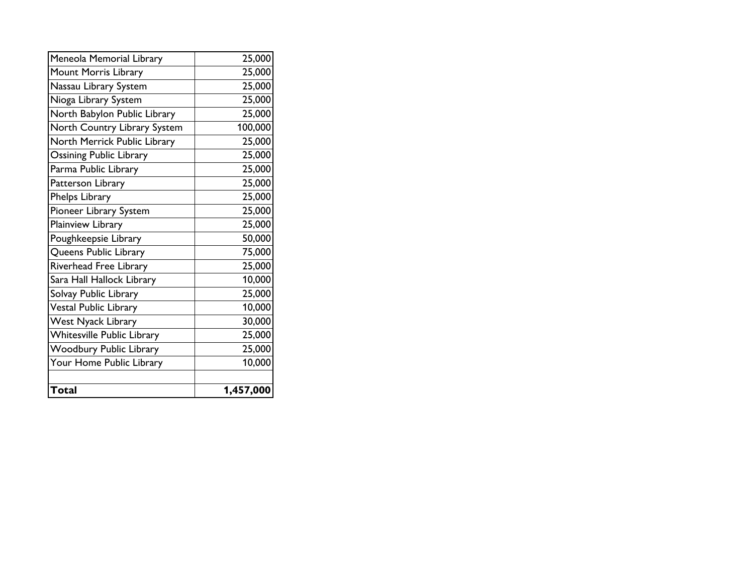| | |
|---|---|
| Meneola Memorial Library | 25,000 |
| Mount Morris Library | 25,000 |
| Nassau Library System | 25,000 |
| Nioga Library System | 25,000 |
| North Babylon Public Library | 25,000 |
| North Country Library System | 100,000 |
| North Merrick Public Library | 25,000 |
| Ossining Public Library | 25,000 |
| Parma Public Library | 25,000 |
| Patterson Library | 25,000 |
| Phelps Library | 25,000 |
| Pioneer Library System | 25,000 |
| Plainview Library | 25,000 |
| Poughkeepsie Library | 50,000 |
| Queens Public Library | 75,000 |
| Riverhead Free Library | 25,000 |
| Sara Hall Hallock Library | 10,000 |
| Solvay Public Library | 25,000 |
| Vestal Public Library | 10,000 |
| West Nyack Library | 30,000 |
| Whitesville Public Library | 25,000 |
| Woodbury Public Library | 25,000 |
| Your Home Public Library | 10,000 |
| | |
| **Total** | **1,457,000** |